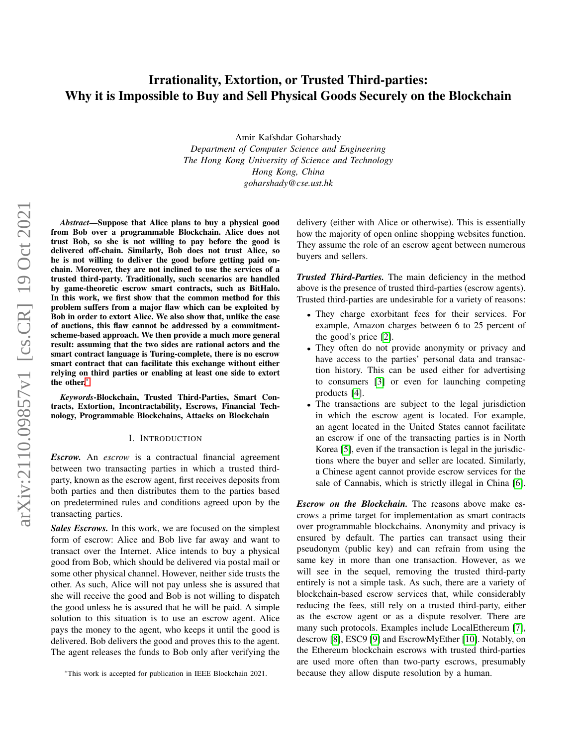# Irrationality, Extortion, or Trusted Third-parties: Why it is Impossible to Buy and Sell Physical Goods Securely on the Blockchain

Amir Kafshdar Goharshady
*Department of Computer Science and Engineering*
*The Hong Kong University of Science and Technology*
*Hong Kong, China*
*goharshady@cse.ust.hk*

***Abstract*—Suppose that Alice plans to buy a physical good from Bob over a programmable Blockchain. Alice does not trust Bob, so she is not willing to pay before the good is delivered off-chain. Similarly, Bob does not trust Alice, so he is not willing to deliver the good before getting paid on-chain. Moreover, they are not inclined to use the services of a trusted third-party. Traditionally, such scenarios are handled by game-theoretic escrow smart contracts, such as BitHalo. In this work, we first show that the common method for this problem suffers from a major flaw which can be exploited by Bob in order to extort Alice. We also show that, unlike the case of auctions, this flaw cannot be addressed by a commitment-scheme-based approach. We then provide a much more general result: assuming that the two sides are rational actors and the smart contract language is Turing-complete, there is no escrow smart contract that can facilitate this exchange without either relying on third parties or enabling at least one side to extort the other.[*]**

***Keywords*-Blockchain, Trusted Third-Parties, Smart Contracts, Extortion, Incontractability, Escrows, Financial Technology, Programmable Blockchains, Attacks on Blockchain**

## I. Introduction

***Escrow.*** An *escrow* is a contractual financial agreement between two transacting parties in which a trusted third-party, known as the escrow agent, first receives deposits from both parties and then distributes them to the parties based on predetermined rules and conditions agreed upon by the transacting parties.

***Sales Escrows.*** In this work, we are focused on the simplest form of escrow: Alice and Bob live far away and want to transact over the Internet. Alice intends to buy a physical good from Bob, which should be delivered via postal mail or some other physical channel. However, neither side trusts the other. As such, Alice will not pay unless she is assured that she will receive the good and Bob is not willing to dispatch the good unless he is assured that he will be paid. A simple solution to this situation is to use an escrow agent. Alice pays the money to the agent, who keeps it until the good is delivered. Bob delivers the good and proves this to the agent. The agent releases the funds to Bob only after verifying the delivery (either with Alice or otherwise). This is essentially how the majority of open online shopping websites function. They assume the role of an escrow agent between numerous buyers and sellers.

***Trusted Third-Parties.*** The main deficiency in the method above is the presence of trusted third-parties (escrow agents). Trusted third-parties are undesirable for a variety of reasons:

- They charge exorbitant fees for their services. For example, Amazon charges between 6 to 25 percent of the good's price [2].
- They often do not provide anonymity or privacy and have access to the parties' personal data and transaction history. This can be used either for advertising to consumers [3] or even for launching competing products [4].
- The transactions are subject to the legal jurisdiction in which the escrow agent is located. For example, an agent located in the United States cannot facilitate an escrow if one of the transacting parties is in North Korea [5], even if the transaction is legal in the jurisdictions where the buyer and seller are located. Similarly, a Chinese agent cannot provide escrow services for the sale of Cannabis, which is strictly illegal in China [6].

***Escrow on the Blockchain.*** The reasons above make escrows a prime target for implementation as smart contracts over programmable blockchains. Anonymity and privacy is ensured by default. The parties can transact using their pseudonym (public key) and can refrain from using the same key in more than one transaction. However, as we will see in the sequel, removing the trusted third-party entirely is not a simple task. As such, there are a variety of blockchain-based escrow services that, while considerably reducing the fees, still rely on a trusted third-party, either as the escrow agent or as a dispute resolver. There are many such protocols. Examples include LocalEthereum [7], descrow [8], ESC9 [9] and EscrowMyEther [10]. Notably, on the Ethereum blockchain escrows with trusted third-parties are used more often than two-party escrows, presumably because they allow dispute resolution by a human.

[*] This work is accepted for publication in IEEE Blockchain 2021.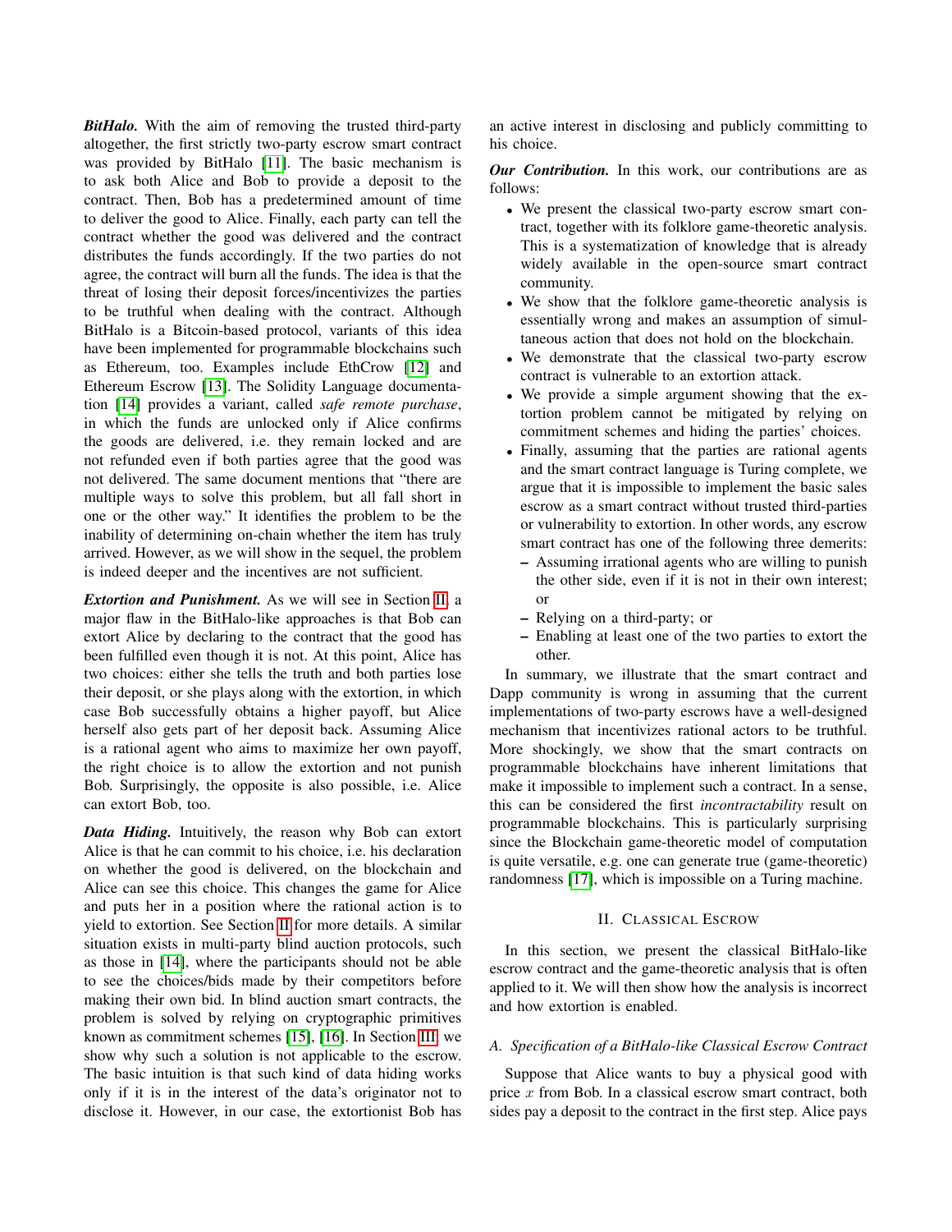***BitHalo.*** With the aim of removing the trusted third-party altogether, the first strictly two-party escrow smart contract was provided by BitHalo [11]. The basic mechanism is to ask both Alice and Bob to provide a deposit to the contract. Then, Bob has a predetermined amount of time to deliver the good to Alice. Finally, each party can tell the contract whether the good was delivered and the contract distributes the funds accordingly. If the two parties do not agree, the contract will burn all the funds. The idea is that the threat of losing their deposit forces/incentivizes the parties to be truthful when dealing with the contract. Although BitHalo is a Bitcoin-based protocol, variants of this idea have been implemented for programmable blockchains such as Ethereum, too. Examples include EthCrow [12] and Ethereum Escrow [13]. The Solidity Language documentation [14] provides a variant, called *safe remote purchase*, in which the funds are unlocked only if Alice confirms the goods are delivered, i.e. they remain locked and are not refunded even if both parties agree that the good was not delivered. The same document mentions that "there are multiple ways to solve this problem, but all fall short in one or the other way." It identifies the problem to be the inability of determining on-chain whether the item has truly arrived. However, as we will show in the sequel, the problem is indeed deeper and the incentives are not sufficient.

***Extortion and Punishment.*** As we will see in Section II, a major flaw in the BitHalo-like approaches is that Bob can extort Alice by declaring to the contract that the good has been fulfilled even though it is not. At this point, Alice has two choices: either she tells the truth and both parties lose their deposit, or she plays along with the extortion, in which case Bob successfully obtains a higher payoff, but Alice herself also gets part of her deposit back. Assuming Alice is a rational agent who aims to maximize her own payoff, the right choice is to allow the extortion and not punish Bob. Surprisingly, the opposite is also possible, i.e. Alice can extort Bob, too.

***Data Hiding.*** Intuitively, the reason why Bob can extort Alice is that he can commit to his choice, i.e. his declaration on whether the good is delivered, on the blockchain and Alice can see this choice. This changes the game for Alice and puts her in a position where the rational action is to yield to extortion. See Section II for more details. A similar situation exists in multi-party blind auction protocols, such as those in [14], where the participants should not be able to see the choices/bids made by their competitors before making their own bid. In blind auction smart contracts, the problem is solved by relying on cryptographic primitives known as commitment schemes [15], [16]. In Section III, we show why such a solution is not applicable to the escrow. The basic intuition is that such kind of data hiding works only if it is in the interest of the data's originator not to disclose it. However, in our case, the extortionist Bob has an active interest in disclosing and publicly committing to his choice.

***Our Contribution.*** In this work, our contributions are as follows:

- We present the classical two-party escrow smart contract, together with its folklore game-theoretic analysis. This is a systematization of knowledge that is already widely available in the open-source smart contract community.
- We show that the folklore game-theoretic analysis is essentially wrong and makes an assumption of simultaneous action that does not hold on the blockchain.
- We demonstrate that the classical two-party escrow contract is vulnerable to an extortion attack.
- We provide a simple argument showing that the extortion problem cannot be mitigated by relying on commitment schemes and hiding the parties' choices.
- Finally, assuming that the parties are rational agents and the smart contract language is Turing complete, we argue that it is impossible to implement the basic sales escrow as a smart contract without trusted third-parties or vulnerability to extortion. In other words, any escrow smart contract has one of the following three demerits:
  - Assuming irrational agents who are willing to punish the other side, even if it is not in their own interest; or
  - Relying on a third-party; or
  - Enabling at least one of the two parties to extort the other.

In summary, we illustrate that the smart contract and Dapp community is wrong in assuming that the current implementations of two-party escrows have a well-designed mechanism that incentivizes rational actors to be truthful. More shockingly, we show that the smart contracts on programmable blockchains have inherent limitations that make it impossible to implement such a contract. In a sense, this can be considered the first *incontractability* result on programmable blockchains. This is particularly surprising since the Blockchain game-theoretic model of computation is quite versatile, e.g. one can generate true (game-theoretic) randomness [17], which is impossible on a Turing machine.

## II. Classical Escrow

In this section, we present the classical BitHalo-like escrow contract and the game-theoretic analysis that is often applied to it. We will then show how the analysis is incorrect and how extortion is enabled.

### A. Specification of a BitHalo-like Classical Escrow Contract

Suppose that Alice wants to buy a physical good with price $x$ from Bob. In a classical escrow smart contract, both sides pay a deposit to the contract in the first step. Alice pays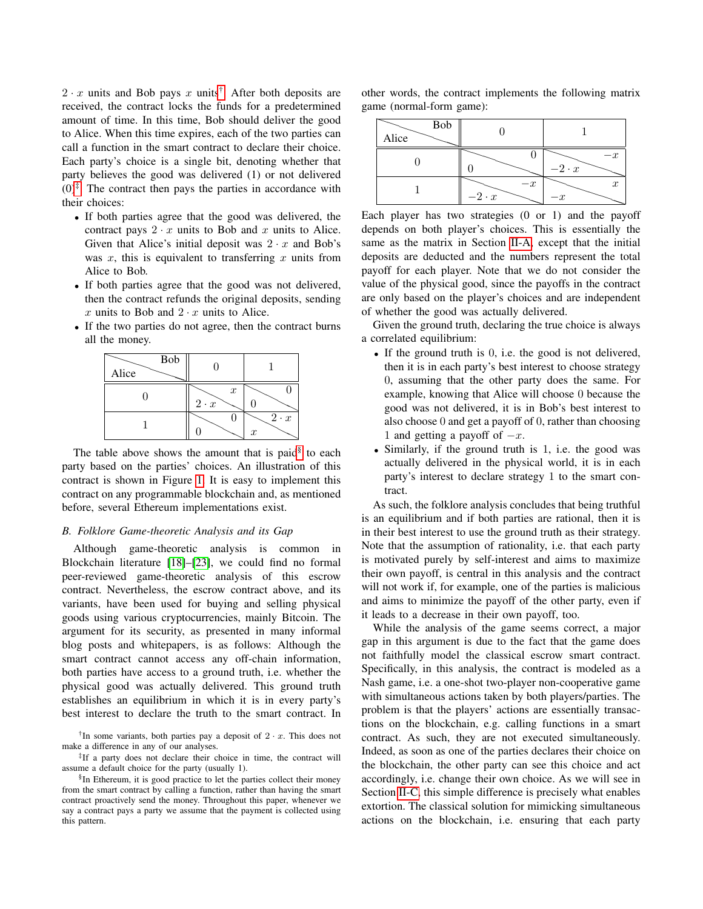$2 \cdot x$ units and Bob pays $x$ units[†]. After both deposits are received, the contract locks the funds for a predetermined amount of time. In this time, Bob should deliver the good to Alice. When this time expires, each of the two parties can call a function in the smart contract to declare their choice. Each party's choice is a single bit, denoting whether that party believes the good was delivered (1) or not delivered (0)[‡]. The contract then pays the parties in accordance with their choices:

- If both parties agree that the good was delivered, the contract pays $2 \cdot x$ units to Bob and $x$ units to Alice. Given that Alice's initial deposit was $2 \cdot x$ and Bob's was $x$, this is equivalent to transferring $x$ units from Alice to Bob.
- If both parties agree that the good was not delivered, then the contract refunds the original deposits, sending $x$ units to Bob and $2 \cdot x$ units to Alice.
- If the two parties do not agree, then the contract burns all the money.

| Alice \ Bob | 0 | 1 |
|---|---|---|
| 0 | Alice: $2 \cdot x$, Bob: $x$ | Alice: $0$, Bob: $0$ |
| 1 | Alice: $0$, Bob: $0$ | Alice: $x$, Bob: $2 \cdot x$ |

The table above shows the amount that is paid[§] to each party based on the parties' choices. An illustration of this contract is shown in Figure 1. It is easy to implement this contract on any programmable blockchain and, as mentioned before, several Ethereum implementations exist.

### B. Folklore Game-theoretic Analysis and its Gap

Although game-theoretic analysis is common in Blockchain literature [18]–[23], we could find no formal peer-reviewed game-theoretic analysis of this escrow contract. Nevertheless, the escrow contract above, and its variants, have been used for buying and selling physical goods using various cryptocurrencies, mainly Bitcoin. The argument for its security, as presented in many informal blog posts and whitepapers, is as follows: Although the smart contract cannot access any off-chain information, both parties have access to a ground truth, i.e. whether the physical good was actually delivered. This ground truth establishes an equilibrium in which it is in every party's best interest to declare the truth to the smart contract. In other words, the contract implements the following matrix game (normal-form game):

| Alice \ Bob | 0 | 1 |
|---|---|---|
| 0 | Alice: $0$, Bob: $0$ | Alice: $-2 \cdot x$, Bob: $-x$ |
| 1 | Alice: $-2 \cdot x$, Bob: $-x$ | Alice: $-x$, Bob: $x$ |

Each player has two strategies (0 or 1) and the payoff depends on both player's choices. This is essentially the same as the matrix in Section II-A, except that the initial deposits are deducted and the numbers represent the total payoff for each player. Note that we do not consider the value of the physical good, since the payoffs in the contract are only based on the player's choices and are independent of whether the good was actually delivered.

Given the ground truth, declaring the true choice is always a correlated equilibrium:

- If the ground truth is 0, i.e. the good is not delivered, then it is in each party's best interest to choose strategy 0, assuming that the other party does the same. For example, knowing that Alice will choose 0 because the good was not delivered, it is in Bob's best interest to also choose 0 and get a payoff of 0, rather than choosing 1 and getting a payoff of $-x$.
- Similarly, if the ground truth is 1, i.e. the good was actually delivered in the physical world, it is in each party's interest to declare strategy 1 to the smart contract.

As such, the folklore analysis concludes that being truthful is an equilibrium and if both parties are rational, then it is in their best interest to use the ground truth as their strategy. Note that the assumption of rationality, i.e. that each party is motivated purely by self-interest and aims to maximize their own payoff, is central in this analysis and the contract will not work if, for example, one of the parties is malicious and aims to minimize the payoff of the other party, even if it leads to a decrease in their own payoff, too.

While the analysis of the game seems correct, a major gap in this argument is due to the fact that the game does not faithfully model the classical escrow smart contract. Specifically, in this analysis, the contract is modeled as a Nash game, i.e. a one-shot two-player non-cooperative game with simultaneous actions taken by both players/parties. The problem is that the players' actions are essentially transactions on the blockchain, e.g. calling functions in a smart contract. As such, they are not executed simultaneously. Indeed, as soon as one of the parties declares their choice on the blockchain, the other party can see this choice and act accordingly, i.e. change their own choice. As we will see in Section II-C, this simple difference is precisely what enables extortion. The classical solution for mimicking simultaneous actions on the blockchain, i.e. ensuring that each party

[†]In some variants, both parties pay a deposit of $2 \cdot x$. This does not make a difference in any of our analyses.

[‡]If a party does not declare their choice in time, the contract will assume a default choice for the party (usually 1).

[§]In Ethereum, it is good practice to let the parties collect their money from the smart contract by calling a function, rather than having the smart contract proactively send the money. Throughout this paper, whenever we say a contract pays a party we assume that the payment is collected using this pattern.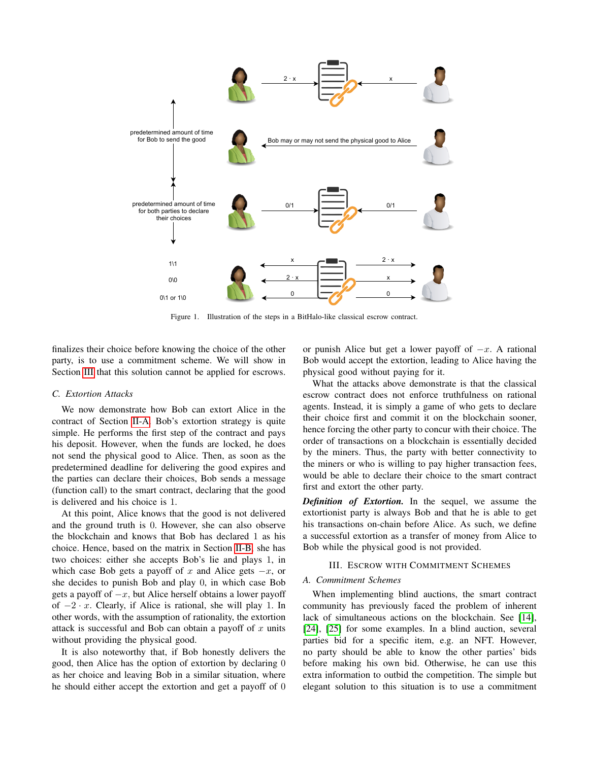Figure 1. Illustration of the steps in a BitHalo-like classical escrow contract.

finalizes their choice before knowing the choice of the other party, is to use a commitment scheme. We will show in Section III that this solution cannot be applied for escrows.

### C. Extortion Attacks

We now demonstrate how Bob can extort Alice in the contract of Section II-A. Bob's extortion strategy is quite simple. He performs the first step of the contract and pays his deposit. However, when the funds are locked, he does not send the physical good to Alice. Then, as soon as the predetermined deadline for delivering the good expires and the parties can declare their choices, Bob sends a message (function call) to the smart contract, declaring that the good is delivered and his choice is $1$.

At this point, Alice knows that the good is not delivered and the ground truth is $0$. However, she can also observe the blockchain and knows that Bob has declared $1$ as his choice. Hence, based on the matrix in Section II-B, she has two choices: either she accepts Bob's lie and plays $1$, in which case Bob gets a payoff of $x$ and Alice gets $-x$, or she decides to punish Bob and play $0$, in which case Bob gets a payoff of $-x$, but Alice herself obtains a lower payoff of $-2 \cdot x$. Clearly, if Alice is rational, she will play $1$. In other words, with the assumption of rationality, the extortion attack is successful and Bob can obtain a payoff of $x$ units without providing the physical good.

It is also noteworthy that, if Bob honestly delivers the good, then Alice has the option of extortion by declaring $0$ as her choice and leaving Bob in a similar situation, where he should either accept the extortion and get a payoff of $0$ or punish Alice but get a lower payoff of $-x$. A rational Bob would accept the extortion, leading to Alice having the physical good without paying for it.

What the attacks above demonstrate is that the classical escrow contract does not enforce truthfulness on rational agents. Instead, it is simply a game of who gets to declare their choice first and commit it on the blockchain sooner, hence forcing the other party to concur with their choice. The order of transactions on a blockchain is essentially decided by the miners. Thus, the party with better connectivity to the miners or who is willing to pay higher transaction fees, would be able to declare their choice to the smart contract first and extort the other party.

***Definition of Extortion.*** In the sequel, we assume the extortionist party is always Bob and that he is able to get his transactions on-chain before Alice. As such, we define a successful extortion as a transfer of money from Alice to Bob while the physical good is not provided.

## III. Escrow with Commitment Schemes

### A. Commitment Schemes

When implementing blind auctions, the smart contract community has previously faced the problem of inherent lack of simultaneous actions on the blockchain. See [14], [24], [25] for some examples. In a blind auction, several parties bid for a specific item, e.g. an NFT. However, no party should be able to know the other parties' bids before making his own bid. Otherwise, he can use this extra information to outbid the competition. The simple but elegant solution to this situation is to use a commitment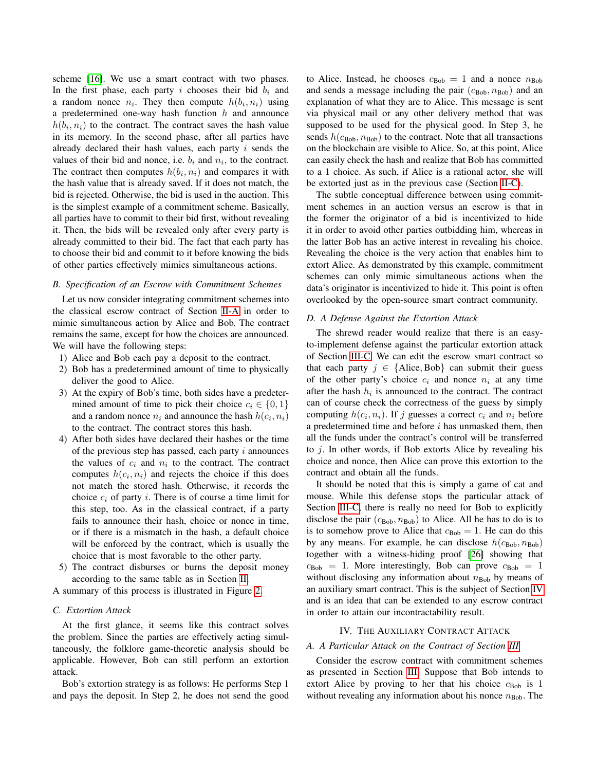scheme [16]. We use a smart contract with two phases. In the first phase, each party $i$ chooses their bid $b_i$ and a random nonce $n_i$. They then compute $h(b_i, n_i)$ using a predetermined one-way hash function $h$ and announce $h(b_i, n_i)$ to the contract. The contract saves the hash value in its memory. In the second phase, after all parties have already declared their hash values, each party $i$ sends the values of their bid and nonce, i.e. $b_i$ and $n_i$, to the contract. The contract then computes $h(b_i, n_i)$ and compares it with the hash value that is already saved. If it does not match, the bid is rejected. Otherwise, the bid is used in the auction. This is the simplest example of a commitment scheme. Basically, all parties have to commit to their bid first, without revealing it. Then, the bids will be revealed only after every party is already committed to their bid. The fact that each party has to choose their bid and commit to it before knowing the bids of other parties effectively mimics simultaneous actions.

### B. Specification of an Escrow with Commitment Schemes

Let us now consider integrating commitment schemes into the classical escrow contract of Section II-A in order to mimic simultaneous action by Alice and Bob. The contract remains the same, except for how the choices are announced. We will have the following steps:

1) Alice and Bob each pay a deposit to the contract.
2) Bob has a predetermined amount of time to physically deliver the good to Alice.
3) At the expiry of Bob's time, both sides have a predetermined amount of time to pick their choice $c_i \in \{0, 1\}$ and a random nonce $n_i$ and announce the hash $h(c_i, n_i)$ to the contract. The contract stores this hash.
4) After both sides have declared their hashes or the time of the previous step has passed, each party $i$ announces the values of $c_i$ and $n_i$ to the contract. The contract computes $h(c_i, n_i)$ and rejects the choice if this does not match the stored hash. Otherwise, it records the choice $c_i$ of party $i$. There is of course a time limit for this step, too. As in the classical contract, if a party fails to announce their hash, choice or nonce in time, or if there is a mismatch in the hash, a default choice will be enforced by the contract, which is usually the choice that is most favorable to the other party.
5) The contract disburses or burns the deposit money according to the same table as in Section II.

A summary of this process is illustrated in Figure 2.

### C. Extortion Attack

At the first glance, it seems like this contract solves the problem. Since the parties are effectively acting simultaneously, the folklore game-theoretic analysis should be applicable. However, Bob can still perform an extortion attack.

Bob's extortion strategy is as follows: He performs Step 1 and pays the deposit. In Step 2, he does not send the good to Alice. Instead, he chooses $c_{\text{Bob}} = 1$ and a nonce $n_{\text{Bob}}$ and sends a message including the pair $(c_{\text{Bob}}, n_{\text{Bob}})$ and an explanation of what they are to Alice. This message is sent via physical mail or any other delivery method that was supposed to be used for the physical good. In Step 3, he sends $h(c_{\text{Bob}}, n_{\text{Bob}})$ to the contract. Note that all transactions on the blockchain are visible to Alice. So, at this point, Alice can easily check the hash and realize that Bob has committed to a 1 choice. As such, if Alice is a rational actor, she will be extorted just as in the previous case (Section II-C).

The subtle conceptual difference between using commitment schemes in an auction versus an escrow is that in the former the originator of a bid is incentivized to hide it in order to avoid other parties outbidding him, whereas in the latter Bob has an active interest in revealing his choice. Revealing the choice is the very action that enables him to extort Alice. As demonstrated by this example, commitment schemes can only mimic simultaneous actions when the data's originator is incentivized to hide it. This point is often overlooked by the open-source smart contract community.

### D. A Defense Against the Extortion Attack

The shrewd reader would realize that there is an easy-to-implement defense against the particular extortion attack of Section III-C. We can edit the escrow smart contract so that each party $j \in \{\text{Alice}, \text{Bob}\}$ can submit their guess of the other party's choice $c_i$ and nonce $n_i$ at any time after the hash $h_i$ is announced to the contract. The contract can of course check the correctness of the guess by simply computing $h(c_i, n_i)$. If $j$ guesses a correct $c_i$ and $n_i$ before a predetermined time and before $i$ has unmasked them, then all the funds under the contract's control will be transferred to $j$. In other words, if Bob extorts Alice by revealing his choice and nonce, then Alice can prove this extortion to the contract and obtain all the funds.

It should be noted that this is simply a game of cat and mouse. While this defense stops the particular attack of Section III-C, there is really no need for Bob to explicitly disclose the pair $(c_{\text{Bob}}, n_{\text{Bob}})$ to Alice. All he has to do is to is to somehow prove to Alice that $c_{\text{Bob}} = 1$. He can do this by any means. For example, he can disclose $h(c_{\text{Bob}}, n_{\text{Bob}})$ together with a witness-hiding proof [26] showing that $c_{\text{Bob}} = 1$. More interestingly, Bob can prove $c_{\text{Bob}} = 1$ without disclosing any information about $n_{\text{Bob}}$ by means of an auxiliary smart contract. This is the subject of Section IV and is an idea that can be extended to any escrow contract in order to attain our incontractability result.

## IV. The Auxiliary Contract Attack

### A. A Particular Attack on the Contract of Section III

Consider the escrow contract with commitment schemes as presented in Section III. Suppose that Bob intends to extort Alice by proving to her that his choice $c_{\text{Bob}}$ is 1 without revealing any information about his nonce $n_{\text{Bob}}$. The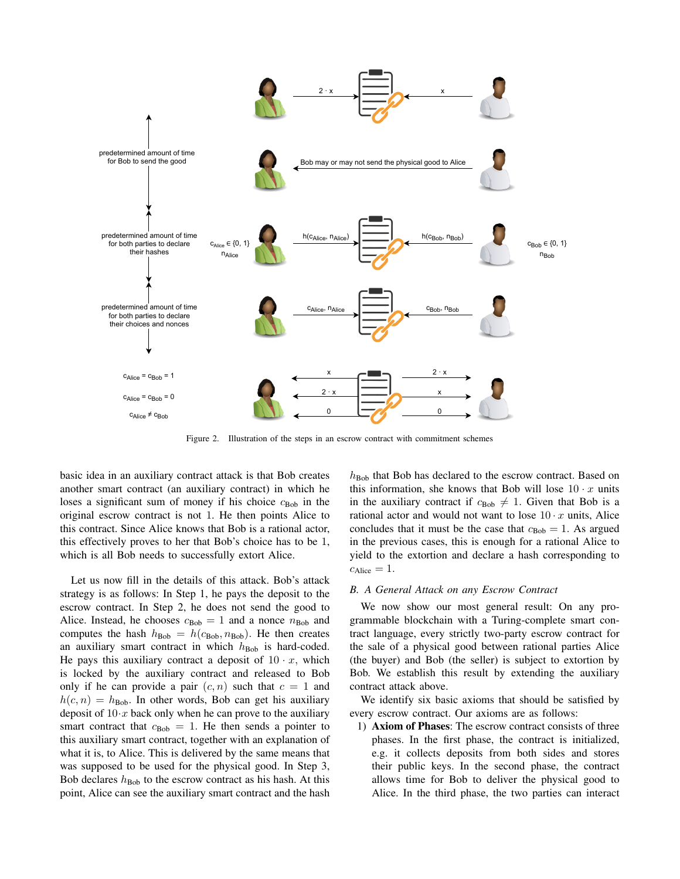Figure 2. Illustration of the steps in an escrow contract with commitment schemes

basic idea in an auxiliary contract attack is that Bob creates another smart contract (an auxiliary contract) in which he loses a significant sum of money if his choice $c_{\text{Bob}}$ in the original escrow contract is not 1. He then points Alice to this contract. Since Alice knows that Bob is a rational actor, this effectively proves to her that Bob's choice has to be 1, which is all Bob needs to successfully extort Alice.

Let us now fill in the details of this attack. Bob's attack strategy is as follows: In Step 1, he pays the deposit to the escrow contract. In Step 2, he does not send the good to Alice. Instead, he chooses $c_{\text{Bob}} = 1$ and a nonce $n_{\text{Bob}}$ and computes the hash $h_{\text{Bob}} = h(c_{\text{Bob}}, n_{\text{Bob}})$. He then creates an auxiliary smart contract in which $h_{\text{Bob}}$ is hard-coded. He pays this auxiliary contract a deposit of $10 \cdot x$, which is locked by the auxiliary contract and released to Bob only if he can provide a pair $(c, n)$ such that $c = 1$ and $h(c, n) = h_{\text{Bob}}$. In other words, Bob can get his auxiliary deposit of $10 \cdot x$ back only when he can prove to the auxiliary smart contract that $c_{\text{Bob}} = 1$. He then sends a pointer to this auxiliary smart contract, together with an explanation of what it is, to Alice. This is delivered by the same means that was supposed to be used for the physical good. In Step 3, Bob declares $h_{\text{Bob}}$ to the escrow contract as his hash. At this point, Alice can see the auxiliary smart contract and the hash $h_{\text{Bob}}$ that Bob has declared to the escrow contract. Based on this information, she knows that Bob will lose $10 \cdot x$ units in the auxiliary contract if $c_{\text{Bob}} \neq 1$. Given that Bob is a rational actor and would not want to lose $10 \cdot x$ units, Alice concludes that it must be the case that $c_{\text{Bob}} = 1$. As argued in the previous cases, this is enough for a rational Alice to yield to the extortion and declare a hash corresponding to $c_{\text{Alice}} = 1$.

### *B. A General Attack on any Escrow Contract*

We now show our most general result: On any programmable blockchain with a Turing-complete smart contract language, every strictly two-party escrow contract for the sale of a physical good between rational parties Alice (the buyer) and Bob (the seller) is subject to extortion by Bob. We establish this result by extending the auxiliary contract attack above.

We identify six basic axioms that should be satisfied by every escrow contract. Our axioms are as follows:

1) **Axiom of Phases**: The escrow contract consists of three phases. In the first phase, the contract is initialized, e.g. it collects deposits from both sides and stores their public keys. In the second phase, the contract allows time for Bob to deliver the physical good to Alice. In the third phase, the two parties can interact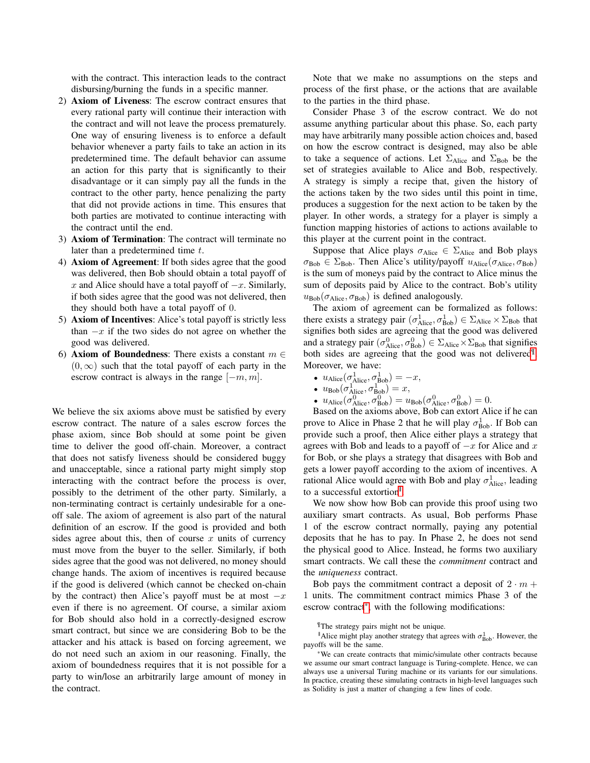with the contract. This interaction leads to the contract disbursing/burning the funds in a specific manner.

2) **Axiom of Liveness**: The escrow contract ensures that every rational party will continue their interaction with the contract and will not leave the process prematurely. One way of ensuring liveness is to enforce a default behavior whenever a party fails to take an action in its predetermined time. The default behavior can assume an action for this party that is significantly to their disadvantage or it can simply pay all the funds in the contract to the other party, hence penalizing the party that did not provide actions in time. This ensures that both parties are motivated to continue interacting with the contract until the end.
3) **Axiom of Termination**: The contract will terminate no later than a predetermined time $t$.
4) **Axiom of Agreement**: If both sides agree that the good was delivered, then Bob should obtain a total payoff of $x$ and Alice should have a total payoff of $-x$. Similarly, if both sides agree that the good was not delivered, then they should both have a total payoff of 0.
5) **Axiom of Incentives**: Alice's total payoff is strictly less than $-x$ if the two sides do not agree on whether the good was delivered.
6) **Axiom of Boundedness**: There exists a constant $m \in (0, \infty)$ such that the total payoff of each party in the escrow contract is always in the range $[-m, m]$.

We believe the six axioms above must be satisfied by every escrow contract. The nature of a sales escrow forces the phase axiom, since Bob should at some point be given time to deliver the good off-chain. Moreover, a contract that does not satisfy liveness should be considered buggy and unacceptable, since a rational party might simply stop interacting with the contract before the process is over, possibly to the detriment of the other party. Similarly, a non-terminating contract is certainly undesirable for a one-off sale. The axiom of agreement is also part of the natural definition of an escrow. If the good is provided and both sides agree about this, then of course $x$ units of currency must move from the buyer to the seller. Similarly, if both sides agree that the good was not delivered, no money should change hands. The axiom of incentives is required because if the good is delivered (which cannot be checked on-chain by the contract) then Alice's payoff must be at most $-x$ even if there is no agreement. Of course, a similar axiom for Bob should also hold in a correctly-designed escrow smart contract, but since we are considering Bob to be the attacker and his attack is based on forcing agreement, we do not need such an axiom in our reasoning. Finally, the axiom of boundedness requires that it is not possible for a party to win/lose an arbitrarily large amount of money in the contract.

Note that we make no assumptions on the steps and process of the first phase, or the actions that are available to the parties in the third phase.

Consider Phase 3 of the escrow contract. We do not assume anything particular about this phase. So, each party may have arbitrarily many possible action choices and, based on how the escrow contract is designed, may also be able to take a sequence of actions. Let $\Sigma_{\text{Alice}}$ and $\Sigma_{\text{Bob}}$ be the set of strategies available to Alice and Bob, respectively. A strategy is simply a recipe that, given the history of the actions taken by the two sides until this point in time, produces a suggestion for the next action to be taken by the player. In other words, a strategy for a player is simply a function mapping histories of actions to actions available to this player at the current point in the contract.

Suppose that Alice plays $\sigma_{\text{Alice}} \in \Sigma_{\text{Alice}}$ and Bob plays $\sigma_{\text{Bob}} \in \Sigma_{\text{Bob}}$. Then Alice's utility/payoff $u_{\text{Alice}}(\sigma_{\text{Alice}}, \sigma_{\text{Bob}})$ is the sum of moneys paid by the contract to Alice minus the sum of deposits paid by Alice to the contract. Bob's utility $u_{\text{Bob}}(\sigma_{\text{Alice}}, \sigma_{\text{Bob}})$ is defined analogously.

The axiom of agreement can be formalized as follows: there exists a strategy pair $(\sigma^1_{\text{Alice}}, \sigma^1_{\text{Bob}}) \in \Sigma_{\text{Alice}} \times \Sigma_{\text{Bob}}$ that signifies both sides are agreeing that the good was delivered and a strategy pair $(\sigma^0_{\text{Alice}}, \sigma^0_{\text{Bob}}) \in \Sigma_{\text{Alice}} \times \Sigma_{\text{Bob}}$ that signifies both sides are agreeing that the good was not delivered[¶]. Moreover, we have:

- $u_{\text{Alice}}(\sigma^1_{\text{Alice}}, \sigma^1_{\text{Bob}}) = -x$,
- $u_{\text{Bob}}(\sigma^1_{\text{Alice}}, \sigma^1_{\text{Bob}}) = x$,
- $u_{\text{Alice}}(\sigma^0_{\text{Alice}}, \sigma^0_{\text{Bob}}) = u_{\text{Bob}}(\sigma^0_{\text{Alice}}, \sigma^0_{\text{Bob}}) = 0$.

Based on the axioms above, Bob can extort Alice if he can prove to Alice in Phase 2 that he will play $\sigma^1_{\text{Bob}}$. If Bob can provide such a proof, then Alice either plays a strategy that agrees with Bob and leads to a payoff of $-x$ for Alice and $x$ for Bob, or she plays a strategy that disagrees with Bob and gets a lower payoff according to the axiom of incentives. A rational Alice would agree with Bob and play $\sigma^1_{\text{Alice}}$, leading to a successful extortion[‖].

We now show how Bob can provide this proof using two auxiliary smart contracts. As usual, Bob performs Phase 1 of the escrow contract normally, paying any potential deposits that he has to pay. In Phase 2, he does not send the physical good to Alice. Instead, he forms two auxiliary smart contracts. We call these the *commitment* contract and the *uniqueness* contract.

Bob pays the commitment contract a deposit of $2 \cdot m + 1$ units. The commitment contract mimics Phase 3 of the escrow contract[*], with the following modifications:

[¶] The strategy pairs might not be unique.

[‖] Alice might play another strategy that agrees with $\sigma^1_{\text{Bob}}$. However, the payoffs will be the same.

[*] We can create contracts that mimic/simulate other contracts because we assume our smart contract language is Turing-complete. Hence, we can always use a universal Turing machine or its variants for our simulations. In practice, creating these simulating contracts in high-level languages such as Solidity is just a matter of changing a few lines of code.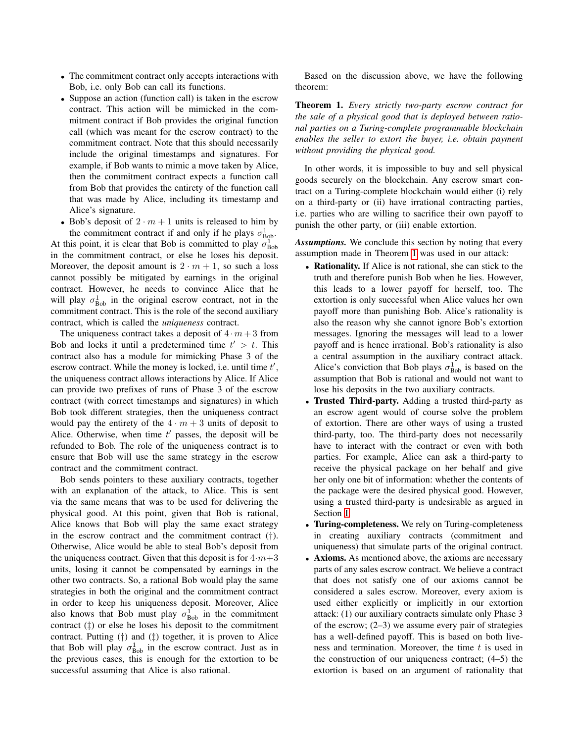- The commitment contract only accepts interactions with Bob, i.e. only Bob can call its functions.
- Suppose an action (function call) is taken in the escrow contract. This action will be mimicked in the commitment contract if Bob provides the original function call (which was meant for the escrow contract) to the commitment contract. Note that this should necessarily include the original timestamps and signatures. For example, if Bob wants to mimic a move taken by Alice, then the commitment contract expects a function call from Bob that provides the entirety of the function call that was made by Alice, including its timestamp and Alice's signature.
- Bob's deposit of $2 \cdot m + 1$ units is released to him by the commitment contract if and only if he plays $\sigma^1_{\text{Bob}}$.

At this point, it is clear that Bob is committed to play $\sigma^1_{\text{Bob}}$ in the commitment contract, or else he loses his deposit. Moreover, the deposit amount is $2 \cdot m + 1$, so such a loss cannot possibly be mitigated by earnings in the original contract. However, he needs to convince Alice that he will play $\sigma^1_{\text{Bob}}$ in the original escrow contract, not in the commitment contract. This is the role of the second auxiliary contract, which is called the *uniqueness* contract.

The uniqueness contract takes a deposit of $4 \cdot m + 3$ from Bob and locks it until a predetermined time $t' > t$. This contract also has a module for mimicking Phase 3 of the escrow contract. While the money is locked, i.e. until time $t'$, the uniqueness contract allows interactions by Alice. If Alice can provide two prefixes of runs of Phase 3 of the escrow contract (with correct timestamps and signatures) in which Bob took different strategies, then the uniqueness contract would pay the entirety of the $4 \cdot m + 3$ units of deposit to Alice. Otherwise, when time $t'$ passes, the deposit will be refunded to Bob. The role of the uniqueness contract is to ensure that Bob will use the same strategy in the escrow contract and the commitment contract.

Bob sends pointers to these auxiliary contracts, together with an explanation of the attack, to Alice. This is sent via the same means that was to be used for delivering the physical good. At this point, given that Bob is rational, Alice knows that Bob will play the same exact strategy in the escrow contract and the commitment contract (†). Otherwise, Alice would be able to steal Bob's deposit from the uniqueness contract. Given that this deposit is for $4 \cdot m + 3$ units, losing it cannot be compensated by earnings in the other two contracts. So, a rational Bob would play the same strategies in both the original and the commitment contract in order to keep his uniqueness deposit. Moreover, Alice also knows that Bob must play $\sigma^1_{\text{Bob}}$ in the commitment contract (‡) or else he loses his deposit to the commitment contract. Putting (†) and (‡) together, it is proven to Alice that Bob will play $\sigma^1_{\text{Bob}}$ in the escrow contract. Just as in the previous cases, this is enough for the extortion to be successful assuming that Alice is also rational.

Based on the discussion above, we have the following theorem:

**Theorem 1.** *Every strictly two-party escrow contract for the sale of a physical good that is deployed between rational parties on a Turing-complete programmable blockchain enables the seller to extort the buyer, i.e. obtain payment without providing the physical good.*

In other words, it is impossible to buy and sell physical goods securely on the blockchain. Any escrow smart contract on a Turing-complete blockchain would either (i) rely on a third-party or (ii) have irrational contracting parties, i.e. parties who are willing to sacrifice their own payoff to punish the other party, or (iii) enable extortion.

***Assumptions.*** We conclude this section by noting that every assumption made in Theorem 1 was used in our attack:

- **Rationality.** If Alice is not rational, she can stick to the truth and therefore punish Bob when he lies. However, this leads to a lower payoff for herself, too. The extortion is only successful when Alice values her own payoff more than punishing Bob. Alice's rationality is also the reason why she cannot ignore Bob's extortion messages. Ignoring the messages will lead to a lower payoff and is hence irrational. Bob's rationality is also a central assumption in the auxiliary contract attack. Alice's conviction that Bob plays $\sigma^1_{\text{Bob}}$ is based on the assumption that Bob is rational and would not want to lose his deposits in the two auxiliary contracts.
- **Trusted Third-party.** Adding a trusted third-party as an escrow agent would of course solve the problem of extortion. There are other ways of using a trusted third-party, too. The third-party does not necessarily have to interact with the contract or even with both parties. For example, Alice can ask a third-party to receive the physical package on her behalf and give her only one bit of information: whether the contents of the package were the desired physical good. However, using a trusted third-party is undesirable as argued in Section I.
- **Turing-completeness.** We rely on Turing-completeness in creating auxiliary contracts (commitment and uniqueness) that simulate parts of the original contract.
- **Axioms.** As mentioned above, the axioms are necessary parts of any sales escrow contract. We believe a contract that does not satisfy one of our axioms cannot be considered a sales escrow. Moreover, every axiom is used either explicitly or implicitly in our extortion attack: (1) our auxiliary contracts simulate only Phase 3 of the escrow; (2–3) we assume every pair of strategies has a well-defined payoff. This is based on both liveness and termination. Moreover, the time $t$ is used in the construction of our uniqueness contract; (4–5) the extortion is based on an argument of rationality that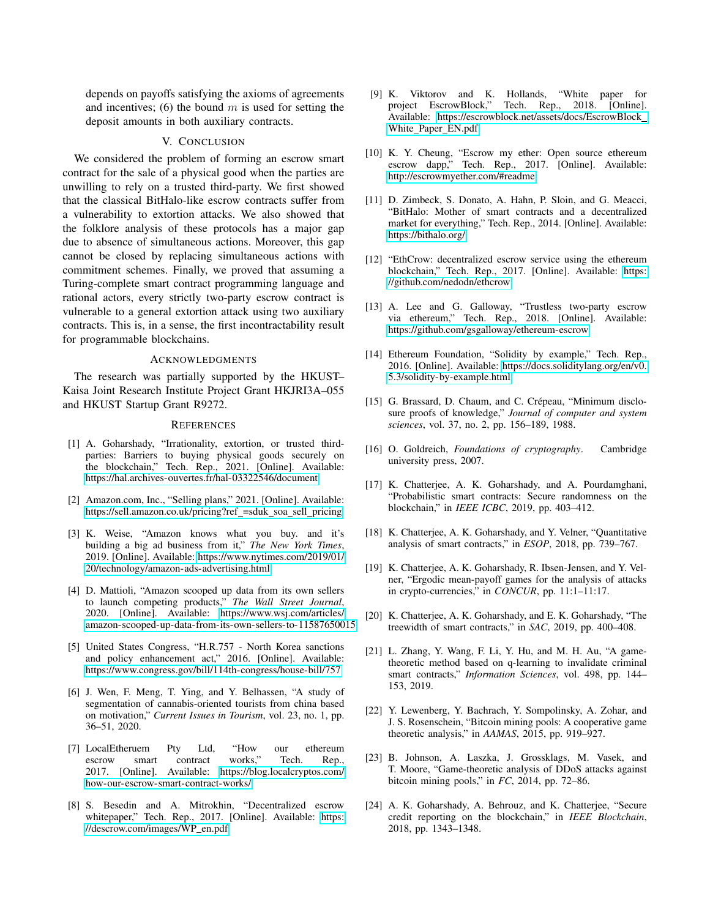depends on payoffs satisfying the axioms of agreements and incentives; (6) the bound $m$ is used for setting the deposit amounts in both auxiliary contracts.

## V. Conclusion

We considered the problem of forming an escrow smart contract for the sale of a physical good when the parties are unwilling to rely on a trusted third-party. We first showed that the classical BitHalo-like escrow contracts suffer from a vulnerability to extortion attacks. We also showed that the folklore analysis of these protocols has a major gap due to absence of simultaneous actions. Moreover, this gap cannot be closed by replacing simultaneous actions with commitment schemes. Finally, we proved that assuming a Turing-complete smart contract programming language and rational actors, every strictly two-party escrow contract is vulnerable to a general extortion attack using two auxiliary contracts. This is, in a sense, the first incontractability result for programmable blockchains.

## Acknowledgments

The research was partially supported by the HKUST–Kaisa Joint Research Institute Project Grant HKJRI3A–055 and HKUST Startup Grant R9272.

## References

[1] A. Goharshady, "Irrationality, extortion, or trusted third-parties: Barriers to buying physical goods securely on the blockchain," Tech. Rep., 2021. [Online]. Available: https://hal.archives-ouvertes.fr/hal-03322546/document

[2] Amazon.com, Inc., "Selling plans," 2021. [Online]. Available: https://sell.amazon.co.uk/pricing?ref_=sduk_soa_sell_pricing

[3] K. Weise, "Amazon knows what you buy. and it's building a big ad business from it," *The New York Times*, 2019. [Online]. Available: https://www.nytimes.com/2019/01/20/technology/amazon-ads-advertising.html

[4] D. Mattioli, "Amazon scooped up data from its own sellers to launch competing products," *The Wall Street Journal*, 2020. [Online]. Available: https://www.wsj.com/articles/amazon-scooped-up-data-from-its-own-sellers-to-11587650015

[5] United States Congress, "H.R.757 - North Korea sanctions and policy enhancement act," 2016. [Online]. Available: https://www.congress.gov/bill/114th-congress/house-bill/757

[6] J. Wen, F. Meng, T. Ying, and Y. Belhassen, "A study of segmentation of cannabis-oriented tourists from china based on motivation," *Current Issues in Tourism*, vol. 23, no. 1, pp. 36–51, 2020.

[7] LocalEtheruem Pty Ltd, "How our ethereum escrow smart contract works," Tech. Rep., 2017. [Online]. Available: https://blog.localcryptos.com/how-our-escrow-smart-contract-works/

[8] S. Besedin and A. Mitrokhin, "Decentralized escrow whitepaper," Tech. Rep., 2017. [Online]. Available: https://descrow.com/images/WP_en.pdf

[9] K. Viktorov and K. Hollands, "White paper for project EscrowBlock," Tech. Rep., 2018. [Online]. Available: https://escrowblock.net/assets/docs/EscrowBlock_White_Paper_EN.pdf

[10] K. Y. Cheung, "Escrow my ether: Open source ethereum escrow dapp," Tech. Rep., 2017. [Online]. Available: http://escrowmyether.com/#readme

[11] D. Zimbeck, S. Donato, A. Hahn, P. Sloin, and G. Meacci, "BitHalo: Mother of smart contracts and a decentralized market for everything," Tech. Rep., 2014. [Online]. Available: https://bithalo.org/

[12] "EthCrow: decentralized escrow service using the ethereum blockchain," Tech. Rep., 2017. [Online]. Available: https://github.com/nedodn/ethcrow

[13] A. Lee and G. Galloway, "Trustless two-party escrow via ethereum," Tech. Rep., 2018. [Online]. Available: https://github.com/gsgalloway/ethereum-escrow

[14] Ethereum Foundation, "Solidity by example," Tech. Rep., 2016. [Online]. Available: https://docs.soliditylang.org/en/v0.5.3/solidity-by-example.html

[15] G. Brassard, D. Chaum, and C. Crépeau, "Minimum disclosure proofs of knowledge," *Journal of computer and system sciences*, vol. 37, no. 2, pp. 156–189, 1988.

[16] O. Goldreich, *Foundations of cryptography*. Cambridge university press, 2007.

[17] K. Chatterjee, A. K. Goharshady, and A. Pourdamghani, "Probabilistic smart contracts: Secure randomness on the blockchain," in *IEEE ICBC*, 2019, pp. 403–412.

[18] K. Chatterjee, A. K. Goharshady, and Y. Velner, "Quantitative analysis of smart contracts," in *ESOP*, 2018, pp. 739–767.

[19] K. Chatterjee, A. K. Goharshady, R. Ibsen-Jensen, and Y. Velner, "Ergodic mean-payoff games for the analysis of attacks in crypto-currencies," in *CONCUR*, pp. 11:1–11:17.

[20] K. Chatterjee, A. K. Goharshady, and E. K. Goharshady, "The treewidth of smart contracts," in *SAC*, 2019, pp. 400–408.

[21] L. Zhang, Y. Wang, F. Li, Y. Hu, and M. H. Au, "A game-theoretic method based on q-learning to invalidate criminal smart contracts," *Information Sciences*, vol. 498, pp. 144–153, 2019.

[22] Y. Lewenberg, Y. Bachrach, Y. Sompolinsky, A. Zohar, and J. S. Rosenschein, "Bitcoin mining pools: A cooperative game theoretic analysis," in *AAMAS*, 2015, pp. 919–927.

[23] B. Johnson, A. Laszka, J. Grossklags, M. Vasek, and T. Moore, "Game-theoretic analysis of DDoS attacks against bitcoin mining pools," in *FC*, 2014, pp. 72–86.

[24] A. K. Goharshady, A. Behrouz, and K. Chatterjee, "Secure credit reporting on the blockchain," in *IEEE Blockchain*, 2018, pp. 1343–1348.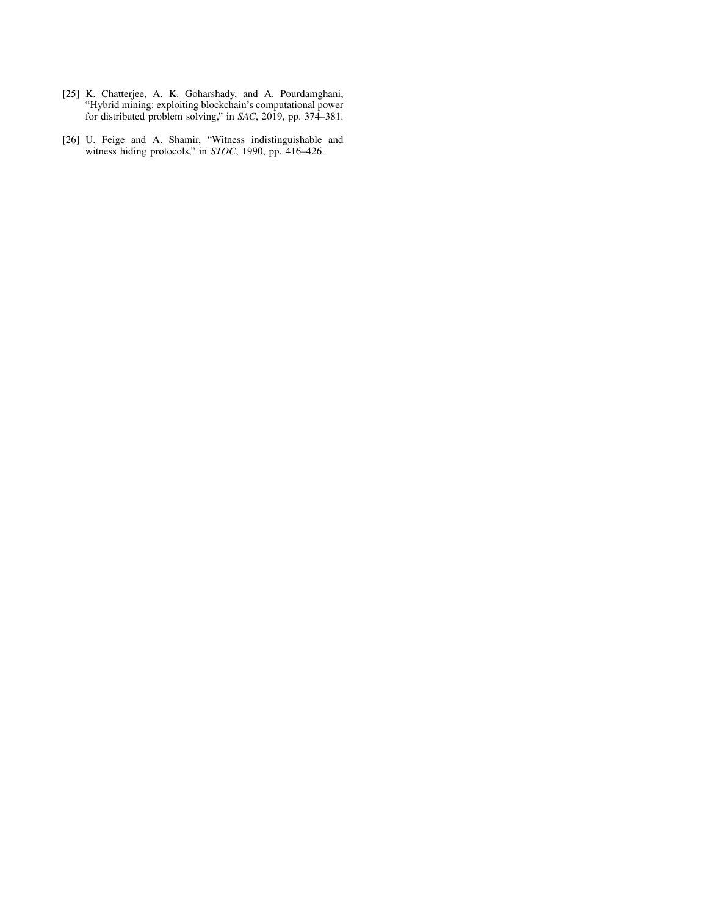[25] K. Chatterjee, A. K. Goharshady, and A. Pourdamghani, "Hybrid mining: exploiting blockchain's computational power for distributed problem solving," in *SAC*, 2019, pp. 374–381.

[26] U. Feige and A. Shamir, "Witness indistinguishable and witness hiding protocols," in *STOC*, 1990, pp. 416–426.